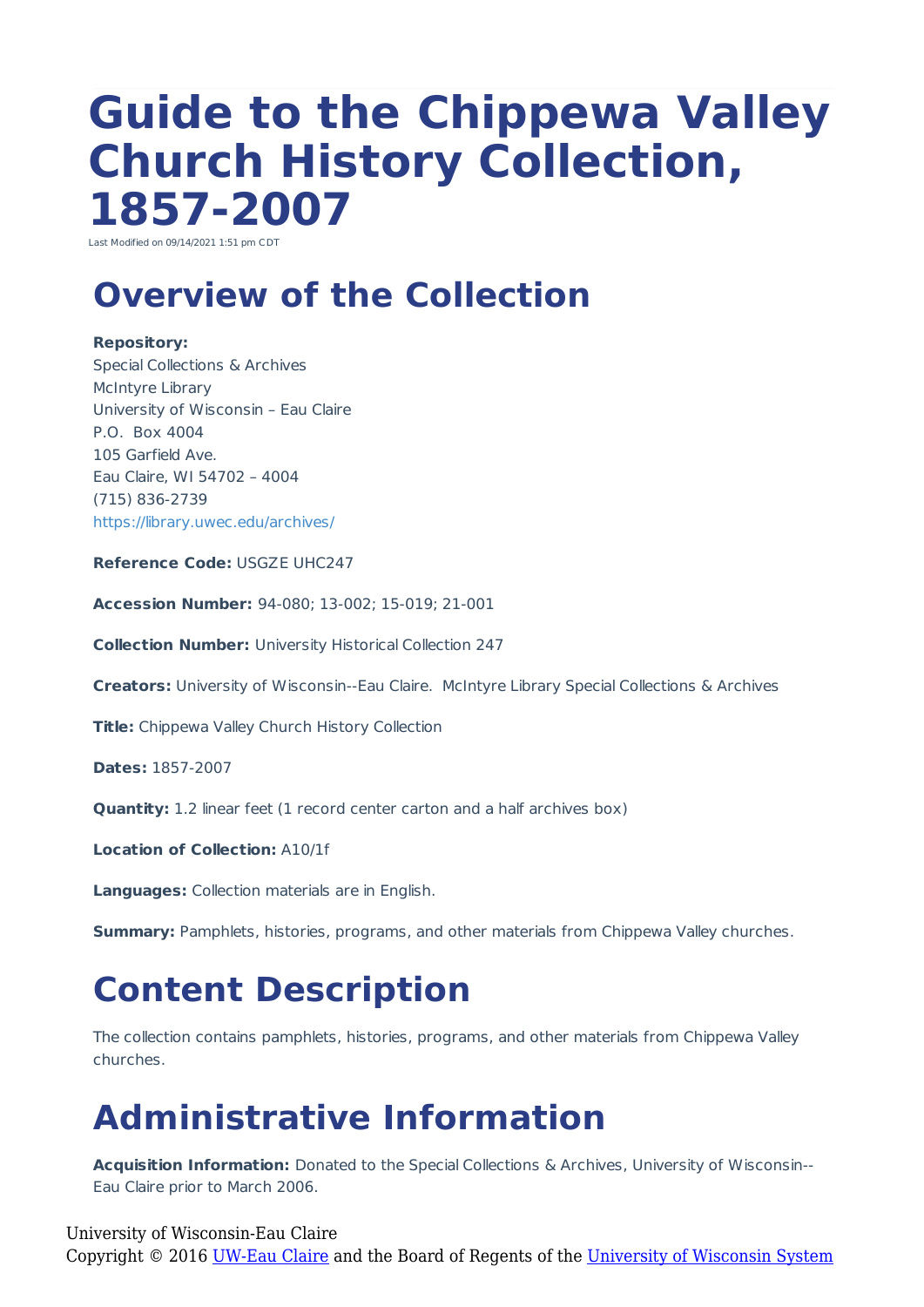# Guide to the Chippewa Valley Church History Collection, 1857-2007

Last Modified on 09/14/2021 1:51 pm CDT

## Overview of the Collection

**Repository:**
Special Collections & Archives
McIntyre Library
University of Wisconsin – Eau Claire
P.O. Box 4004
105 Garfield Ave.
Eau Claire, WI 54702 – 4004
(715) 836-2739
https://library.uwec.edu/archives/

**Reference Code:** USGZE UHC247

**Accession Number:** 94-080; 13-002; 15-019; 21-001

**Collection Number:** University Historical Collection 247

**Creators:** University of Wisconsin--Eau Claire. McIntyre Library Special Collections & Archives

**Title:** Chippewa Valley Church History Collection

**Dates:** 1857-2007

**Quantity:** 1.2 linear feet (1 record center carton and a half archives box)

**Location of Collection:** A10/1f

**Languages:** Collection materials are in English.

**Summary:** Pamphlets, histories, programs, and other materials from Chippewa Valley churches.

## Content Description

The collection contains pamphlets, histories, programs, and other materials from Chippewa Valley churches.

## Administrative Information

**Acquisition Information:** Donated to the Special Collections & Archives, University of Wisconsin--Eau Claire prior to March 2006.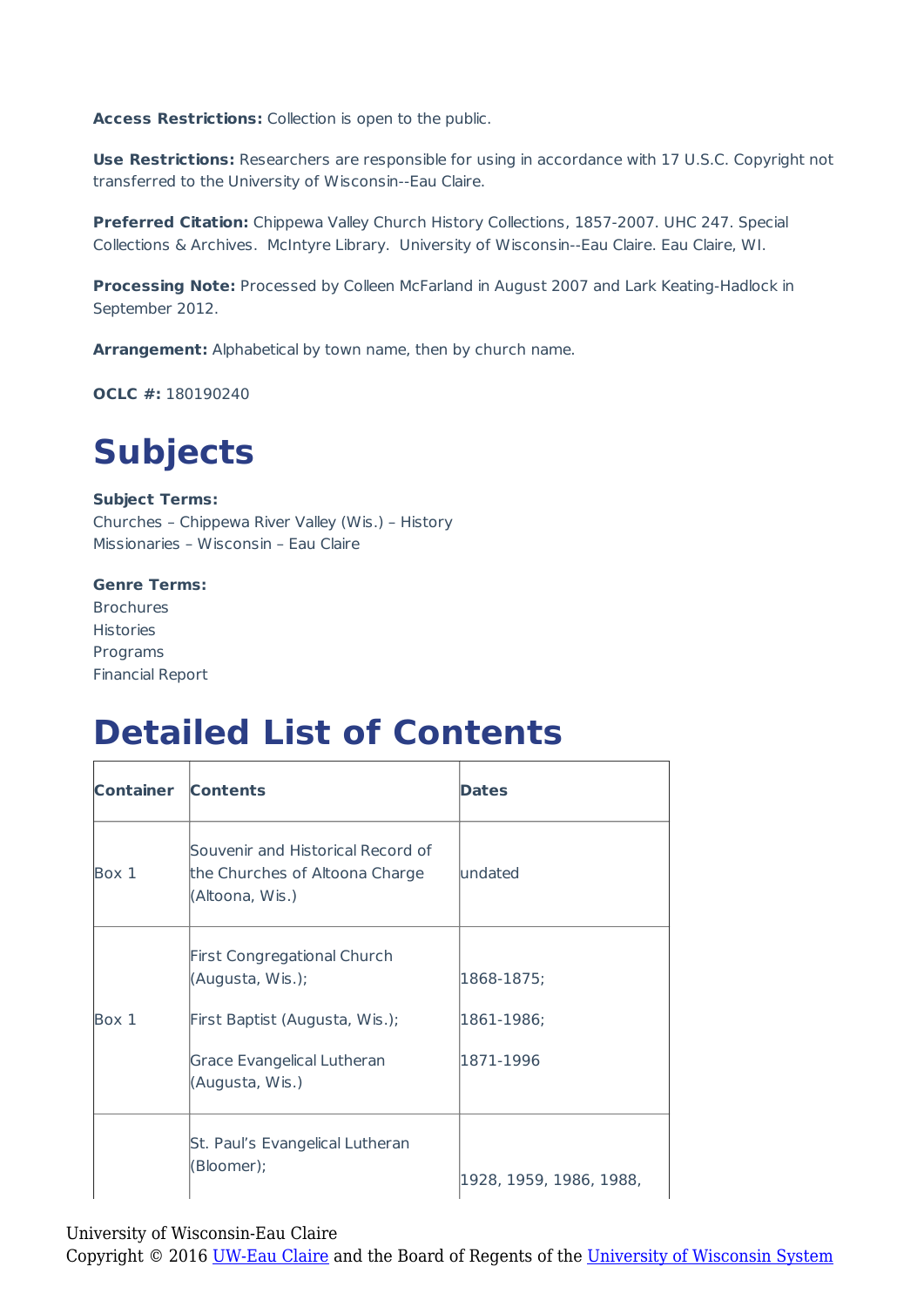**Access Restrictions:** Collection is open to the public.

**Use Restrictions:** Researchers are responsible for using in accordance with 17 U.S.C. Copyright not transferred to the University of Wisconsin--Eau Claire.

**Preferred Citation:** Chippewa Valley Church History Collections, 1857-2007. UHC 247. Special Collections & Archives. McIntyre Library. University of Wisconsin--Eau Claire. Eau Claire, WI.

**Processing Note:** Processed by Colleen McFarland in August 2007 and Lark Keating-Hadlock in September 2012.

**Arrangement:** Alphabetical by town name, then by church name.

**OCLC #:** 180190240

# Subjects

**Subject Terms:**
Churches – Chippewa River Valley (Wis.) – History
Missionaries – Wisconsin – Eau Claire

**Genre Terms:**
Brochures
Histories
Programs
Financial Report

# Detailed List of Contents

| Container | Contents | Dates |
|---|---|---|
| Box 1 | Souvenir and Historical Record of the Churches of Altoona Charge (Altoona, Wis.) | undated |
| Box 1 | First Congregational Church (Augusta, Wis.); First Baptist (Augusta, Wis.); Grace Evangelical Lutheran (Augusta, Wis.) | 1868-1875; 1861-1986; 1871-1996 |
| | St. Paul's Evangelical Lutheran (Bloomer); | 1928, 1959, 1986, 1988, |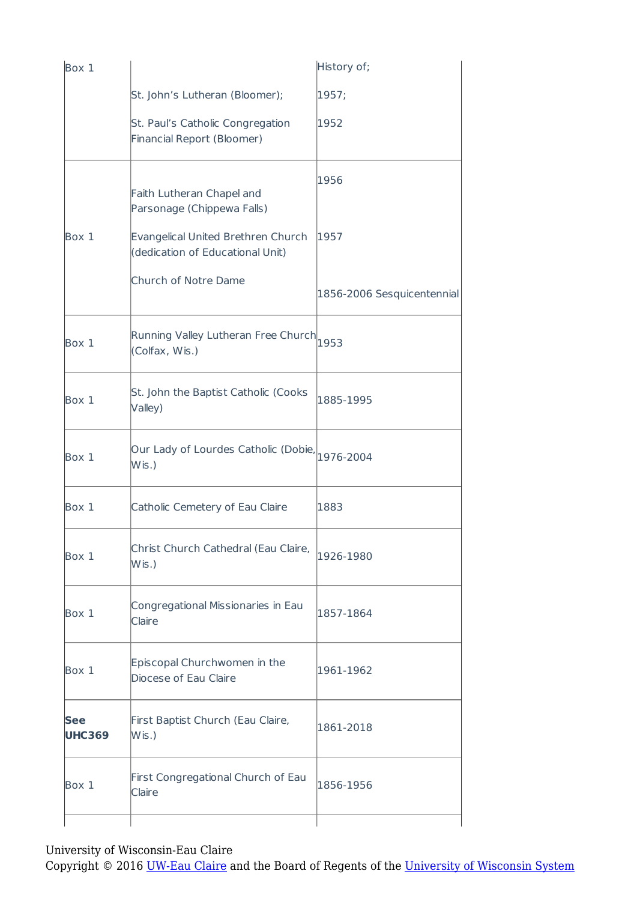| Box 1 | St. John's Lutheran (Bloomer);<br><br>St. Paul's Catholic Congregation Financial Report (Bloomer) | History of;<br><br>1957;<br><br>1952 |
|---|---|---|
| Box 1 | Faith Lutheran Chapel and Parsonage (Chippewa Falls)<br><br>Evangelical United Brethren Church (dedication of Educational Unit)<br><br>Church of Notre Dame | 1956<br><br>1957<br><br>1856-2006 Sesquicentennial |
| Box 1 | Running Valley Lutheran Free Church (Colfax, Wis.) | 1953 |
| Box 1 | St. John the Baptist Catholic (Cooks Valley) | 1885-1995 |
| Box 1 | Our Lady of Lourdes Catholic (Dobie, Wis.) | 1976-2004 |
| Box 1 | Catholic Cemetery of Eau Claire | 1883 |
| Box 1 | Christ Church Cathedral (Eau Claire, Wis.) | 1926-1980 |
| Box 1 | Congregational Missionaries in Eau Claire | 1857-1864 |
| Box 1 | Episcopal Churchwomen in the Diocese of Eau Claire | 1961-1962 |
| **See UHC369** | First Baptist Church (Eau Claire, Wis.) | 1861-2018 |
| Box 1 | First Congregational Church of Eau Claire | 1856-1956 |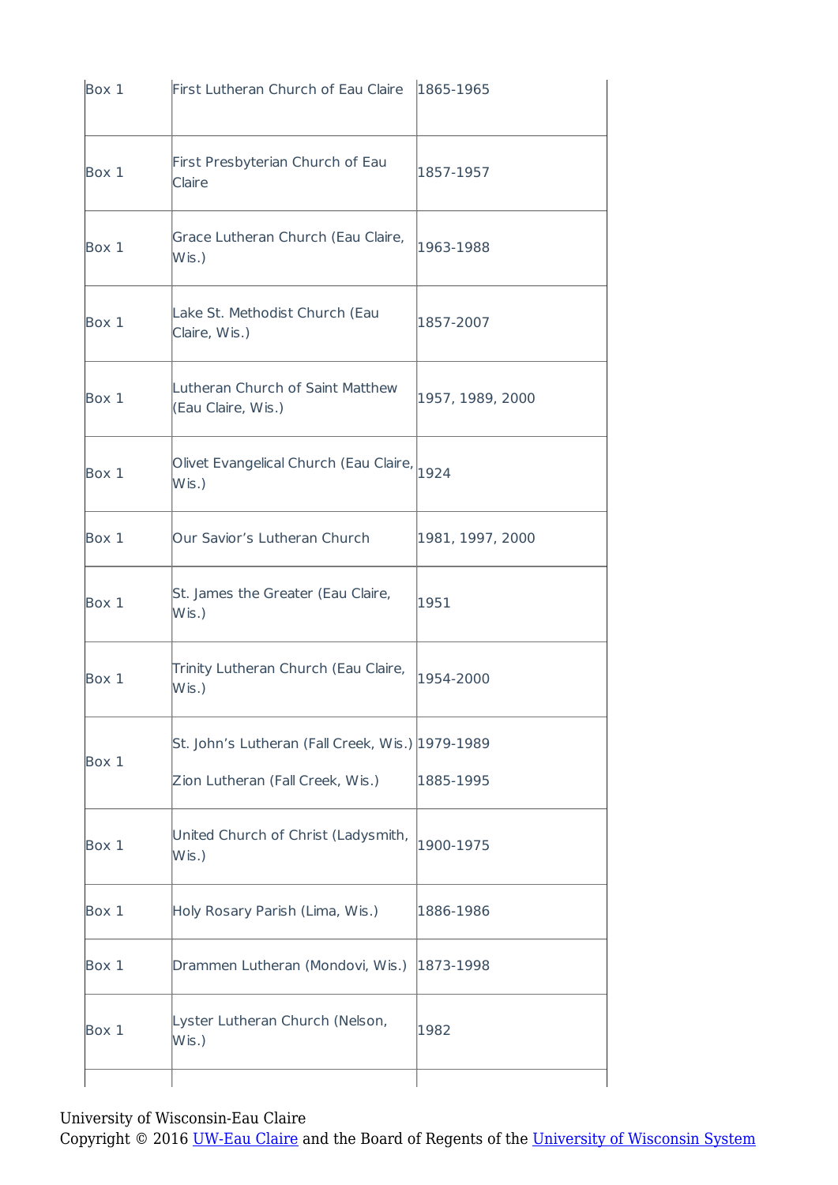| | | |
|---|---|---|
| Box 1 | First Lutheran Church of Eau Claire | 1865-1965 |
| Box 1 | First Presbyterian Church of Eau Claire | 1857-1957 |
| Box 1 | Grace Lutheran Church (Eau Claire, Wis.) | 1963-1988 |
| Box 1 | Lake St. Methodist Church (Eau Claire, Wis.) | 1857-2007 |
| Box 1 | Lutheran Church of Saint Matthew (Eau Claire, Wis.) | 1957, 1989, 2000 |
| Box 1 | Olivet Evangelical Church (Eau Claire, Wis.) | 1924 |
| Box 1 | Our Savior's Lutheran Church | 1981, 1997, 2000 |
| Box 1 | St. James the Greater (Eau Claire, Wis.) | 1951 |
| Box 1 | Trinity Lutheran Church (Eau Claire, Wis.) | 1954-2000 |
| Box 1 | St. John's Lutheran (Fall Creek, Wis.)<br>Zion Lutheran (Fall Creek, Wis.) | 1979-1989<br>1885-1995 |
| Box 1 | United Church of Christ (Ladysmith, Wis.) | 1900-1975 |
| Box 1 | Holy Rosary Parish (Lima, Wis.) | 1886-1986 |
| Box 1 | Drammen Lutheran (Mondovi, Wis.) | 1873-1998 |
| Box 1 | Lyster Lutheran Church (Nelson, Wis.) | 1982 |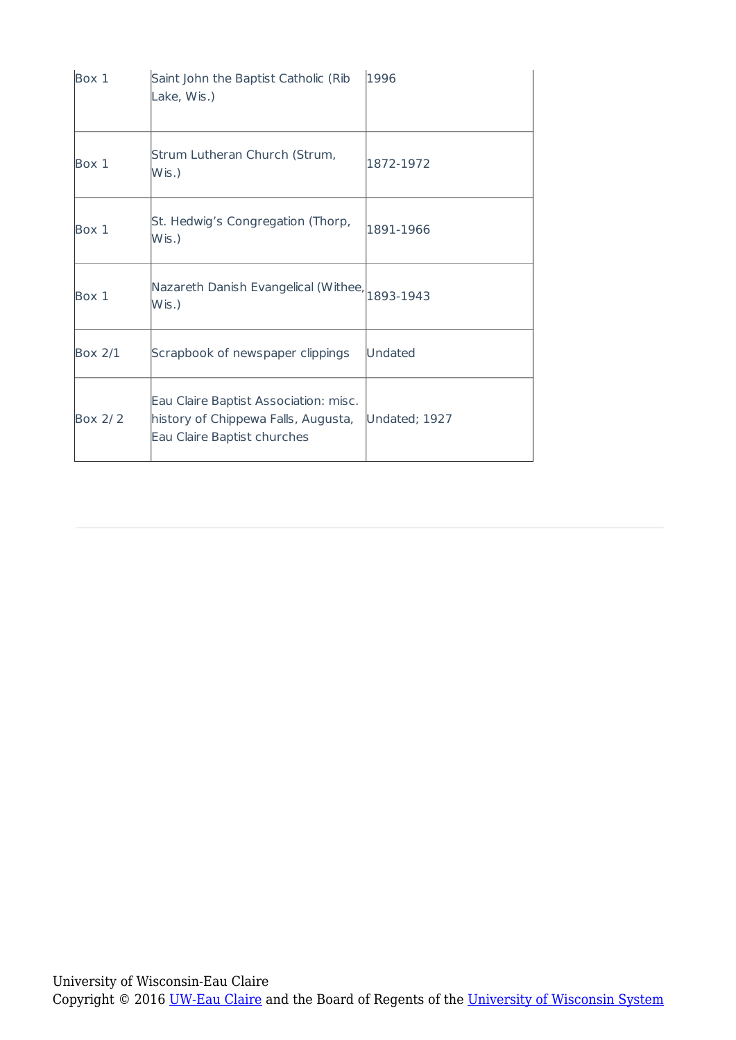| | | |
|---|---|---|
| Box 1 | Saint John the Baptist Catholic (Rib Lake, Wis.) | 1996 |
| Box 1 | Strum Lutheran Church (Strum, Wis.) | 1872-1972 |
| Box 1 | St. Hedwig's Congregation (Thorp, Wis.) | 1891-1966 |
| Box 1 | Nazareth Danish Evangelical (Withee, Wis.) | 1893-1943 |
| Box 2/1 | Scrapbook of newspaper clippings | Undated |
| Box 2/ 2 | Eau Claire Baptist Association: misc. history of Chippewa Falls, Augusta, Eau Claire Baptist churches | Undated; 1927 |

University of Wisconsin-Eau Claire
Copyright © 2016 UW-Eau Claire and the Board of Regents of the University of Wisconsin System